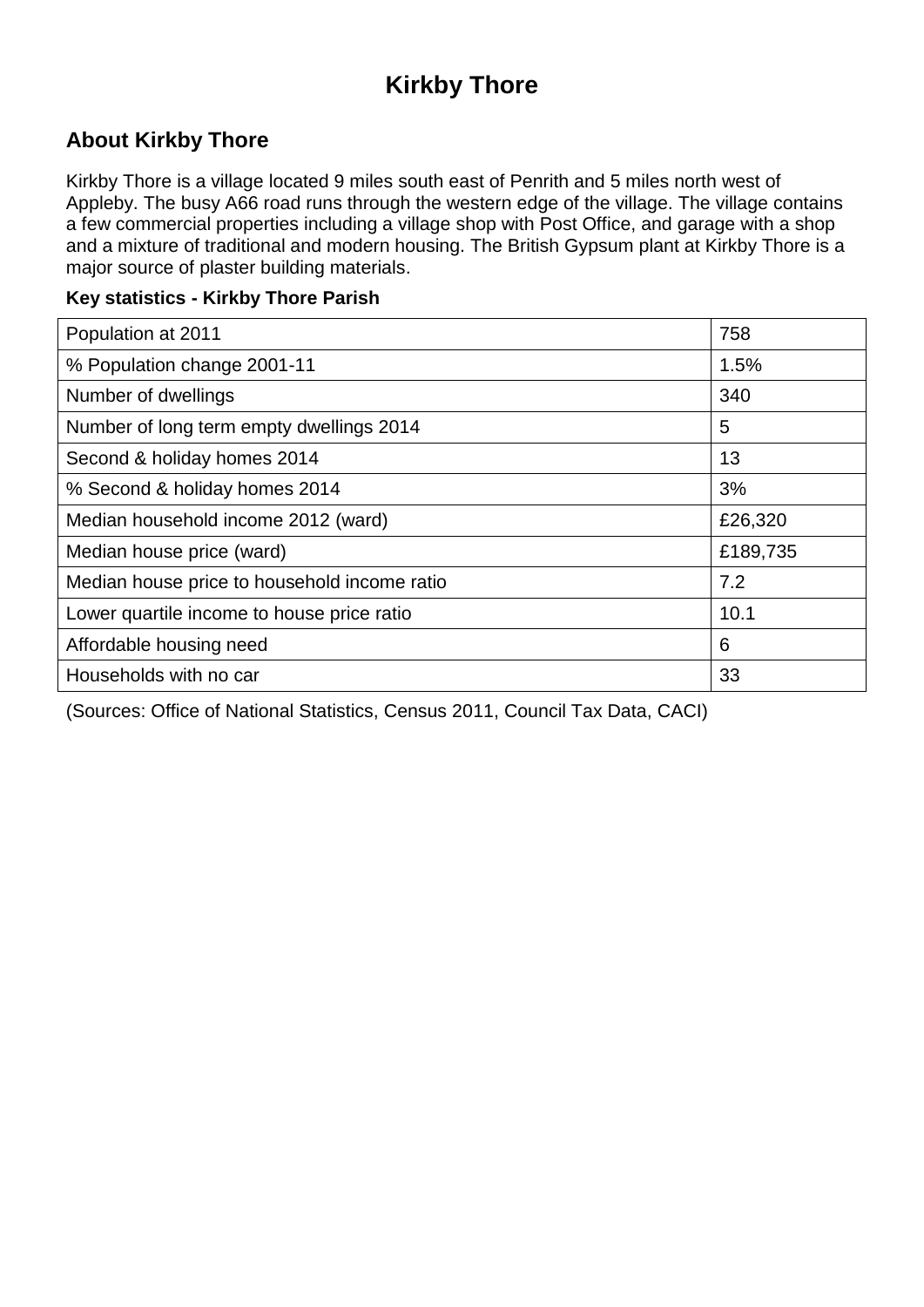# Kirkby Thore

## About Kirkby Thore

Kirkby Thore is a village located 9 miles south east of Penrith and 5 miles north west of Appleby. The busy A66 road runs through the western edge of the village. The village contains a few commercial properties including a village shop with Post Office, and garage with a shop and a mixture of traditional and modern housing. The British Gypsum plant at Kirkby Thore is a major source of plaster building materials.

**Key statistics - Kirkby Thore Parish**

| | |
|---|---|
| Population at 2011 | 758 |
| % Population change 2001-11 | 1.5% |
| Number of dwellings | 340 |
| Number of long term empty dwellings 2014 | 5 |
| Second & holiday homes 2014 | 13 |
| % Second & holiday homes 2014 | 3% |
| Median household income 2012 (ward) | £26,320 |
| Median house price (ward) | £189,735 |
| Median house price to household income ratio | 7.2 |
| Lower quartile income to house price ratio | 10.1 |
| Affordable housing need | 6 |
| Households with no car | 33 |

(Sources: Office of National Statistics, Census 2011, Council Tax Data, CACI)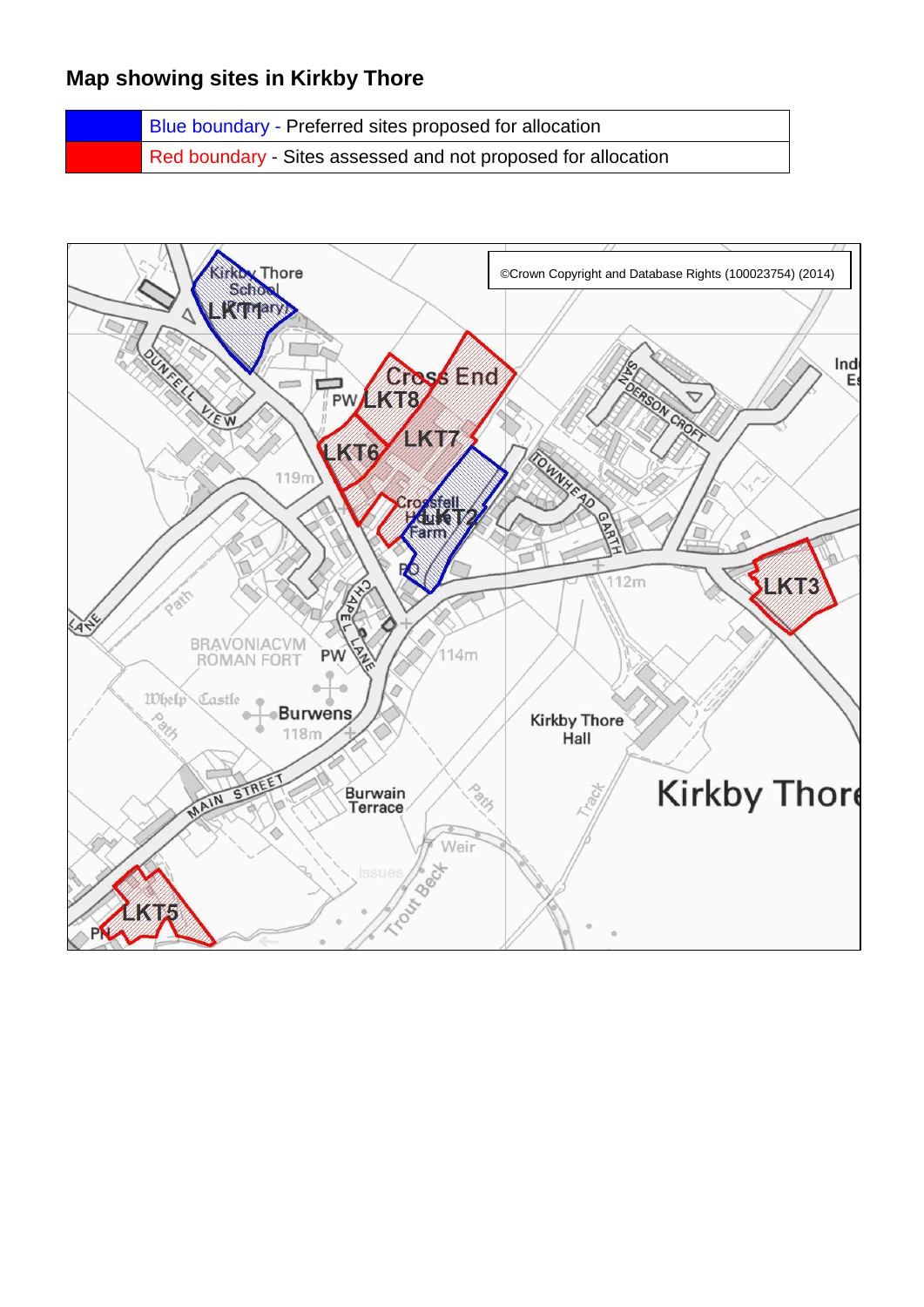## Map showing sites in Kirkby Thore

| | |
|---|---|
| | Blue boundary - Preferred sites proposed for allocation |
| | Red boundary - Sites assessed and not proposed for allocation |

©Crown Copyright and Database Rights (100023754) (2014)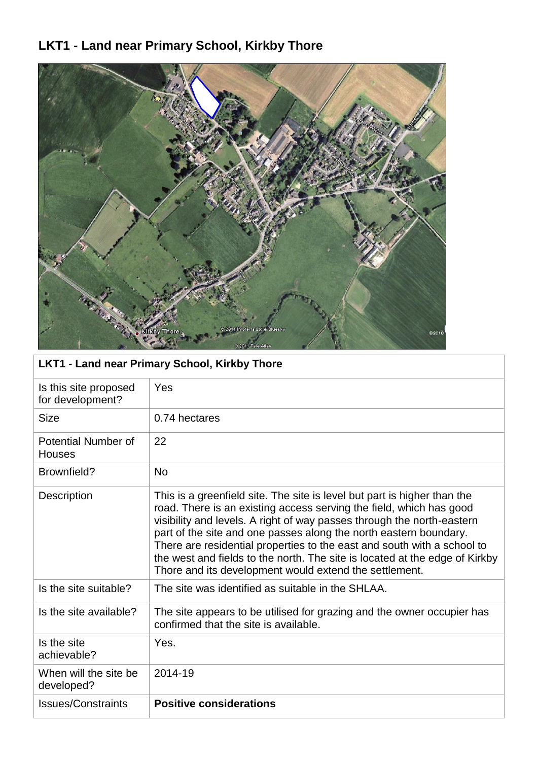## LKT1 - Land near Primary School, Kirkby Thore

| LKT1 - Land near Primary School, Kirkby Thore | |
|---|---|
| Is this site proposed for development? | Yes |
| Size | 0.74 hectares |
| Potential Number of Houses | 22 |
| Brownfield? | No |
| Description | This is a greenfield site. The site is level but part is higher than the road. There is an existing access serving the field, which has good visibility and levels. A right of way passes through the north-eastern part of the site and one passes along the north eastern boundary. There are residential properties to the east and south with a school to the west and fields to the north. The site is located at the edge of Kirkby Thore and its development would extend the settlement. |
| Is the site suitable? | The site was identified as suitable in the SHLAA. |
| Is the site available? | The site appears to be utilised for grazing and the owner occupier has confirmed that the site is available. |
| Is the site achievable? | Yes. |
| When will the site be developed? | 2014-19 |
| Issues/Constraints | **Positive considerations** |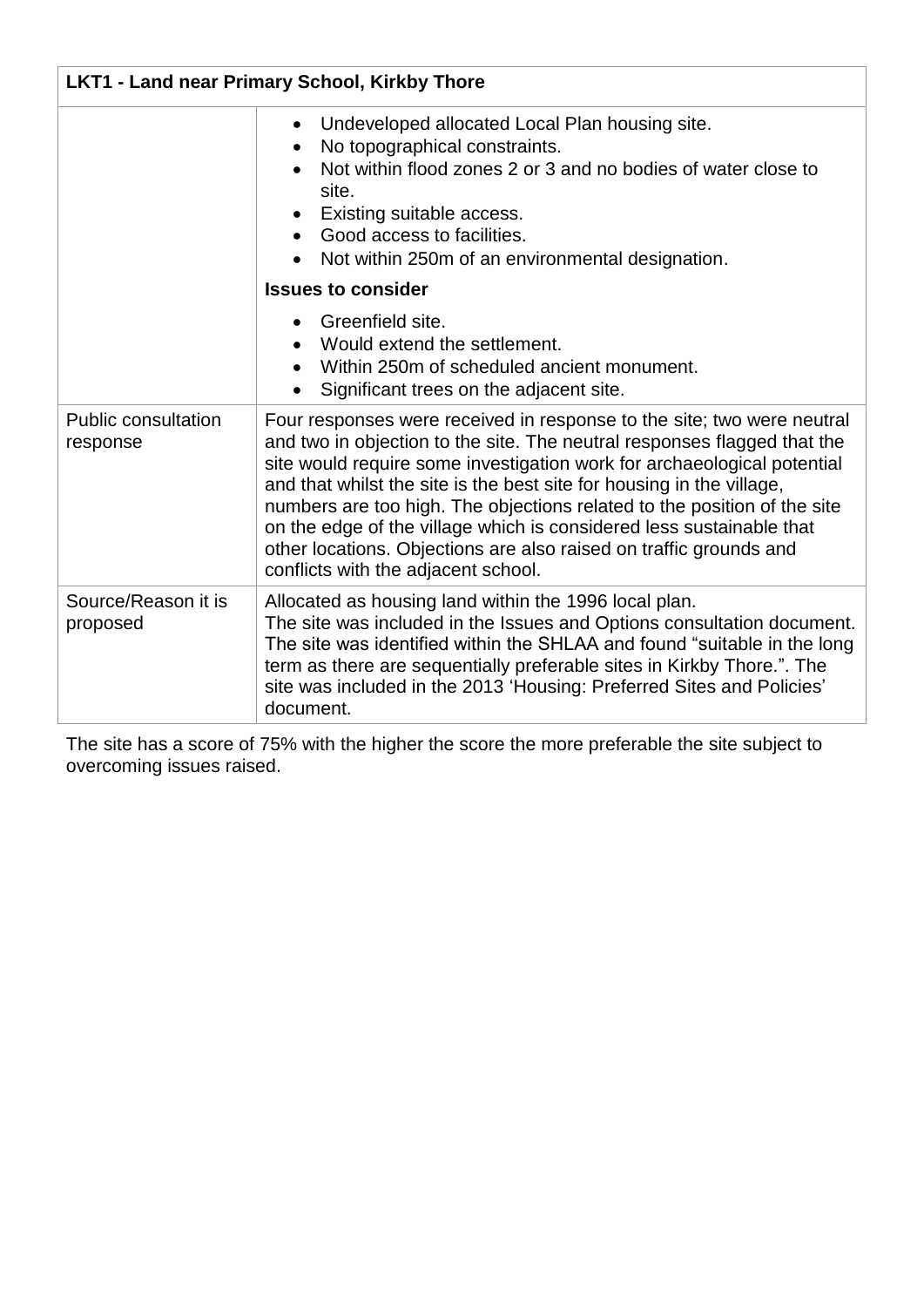| LKT1 - Land near Primary School, Kirkby Thore | |
|---|---|
| | • Undeveloped allocated Local Plan housing site.<br>• No topographical constraints.<br>• Not within flood zones 2 or 3 and no bodies of water close to site.<br>• Existing suitable access.<br>• Good access to facilities.<br>• Not within 250m of an environmental designation.<br>**Issues to consider**<br>• Greenfield site.<br>• Would extend the settlement.<br>• Within 250m of scheduled ancient monument.<br>• Significant trees on the adjacent site. |
| Public consultation response | Four responses were received in response to the site; two were neutral and two in objection to the site. The neutral responses flagged that the site would require some investigation work for archaeological potential and that whilst the site is the best site for housing in the village, numbers are too high. The objections related to the position of the site on the edge of the village which is considered less sustainable that other locations. Objections are also raised on traffic grounds and conflicts with the adjacent school. |
| Source/Reason it is proposed | Allocated as housing land within the 1996 local plan.<br>The site was included in the Issues and Options consultation document.<br>The site was identified within the SHLAA and found "suitable in the long term as there are sequentially preferable sites in Kirkby Thore.". The site was included in the 2013 'Housing: Preferred Sites and Policies' document. |

The site has a score of 75% with the higher the score the more preferable the site subject to overcoming issues raised.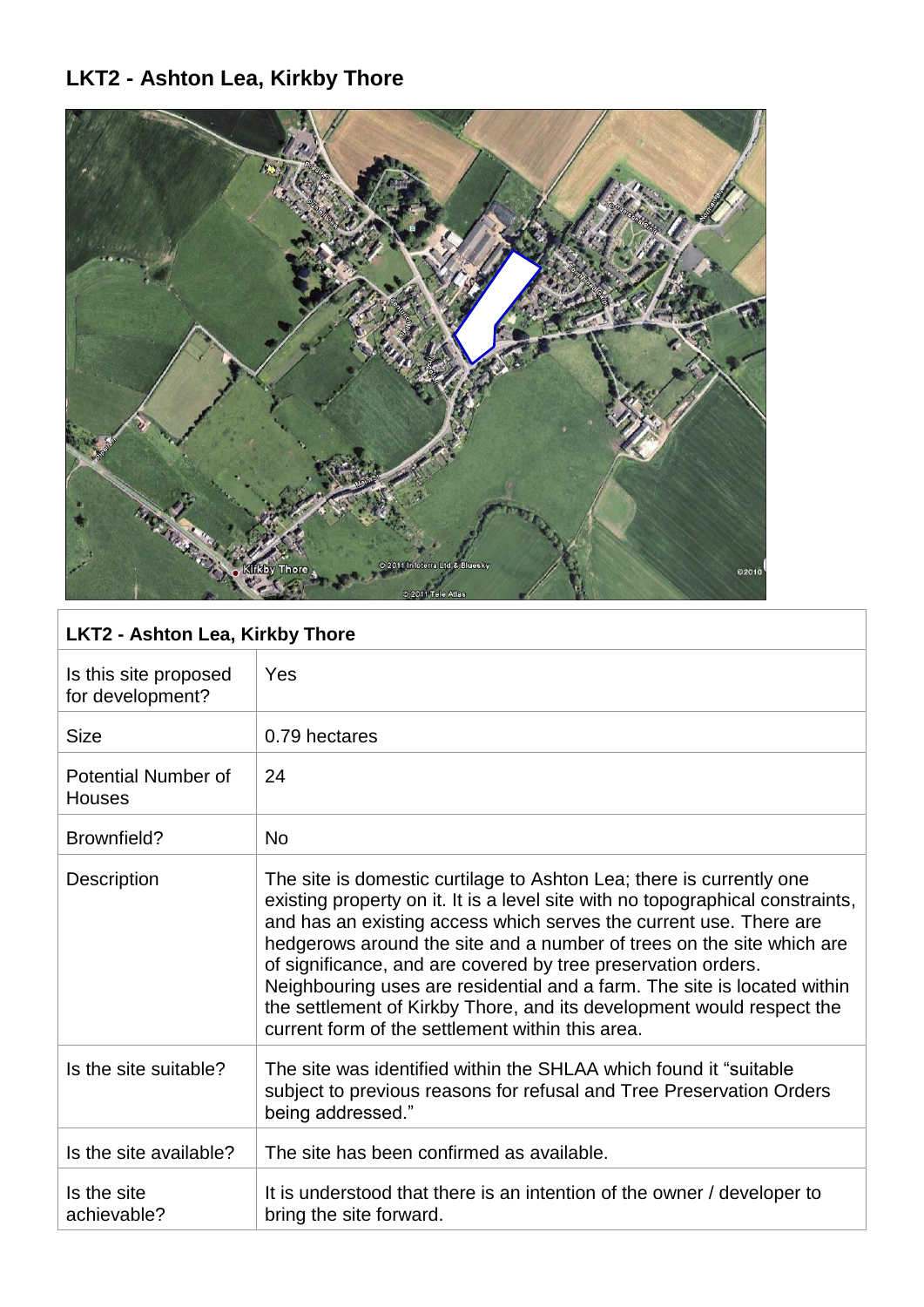## LKT2 - Ashton Lea, Kirkby Thore

| LKT2 - Ashton Lea, Kirkby Thore | |
|---|---|
| Is this site proposed for development? | Yes |
| Size | 0.79 hectares |
| Potential Number of Houses | 24 |
| Brownfield? | No |
| Description | The site is domestic curtilage to Ashton Lea; there is currently one existing property on it. It is a level site with no topographical constraints, and has an existing access which serves the current use. There are hedgerows around the site and a number of trees on the site which are of significance, and are covered by tree preservation orders. Neighbouring uses are residential and a farm. The site is located within the settlement of Kirkby Thore, and its development would respect the current form of the settlement within this area. |
| Is the site suitable? | The site was identified within the SHLAA which found it "suitable subject to previous reasons for refusal and Tree Preservation Orders being addressed." |
| Is the site available? | The site has been confirmed as available. |
| Is the site achievable? | It is understood that there is an intention of the owner / developer to bring the site forward. |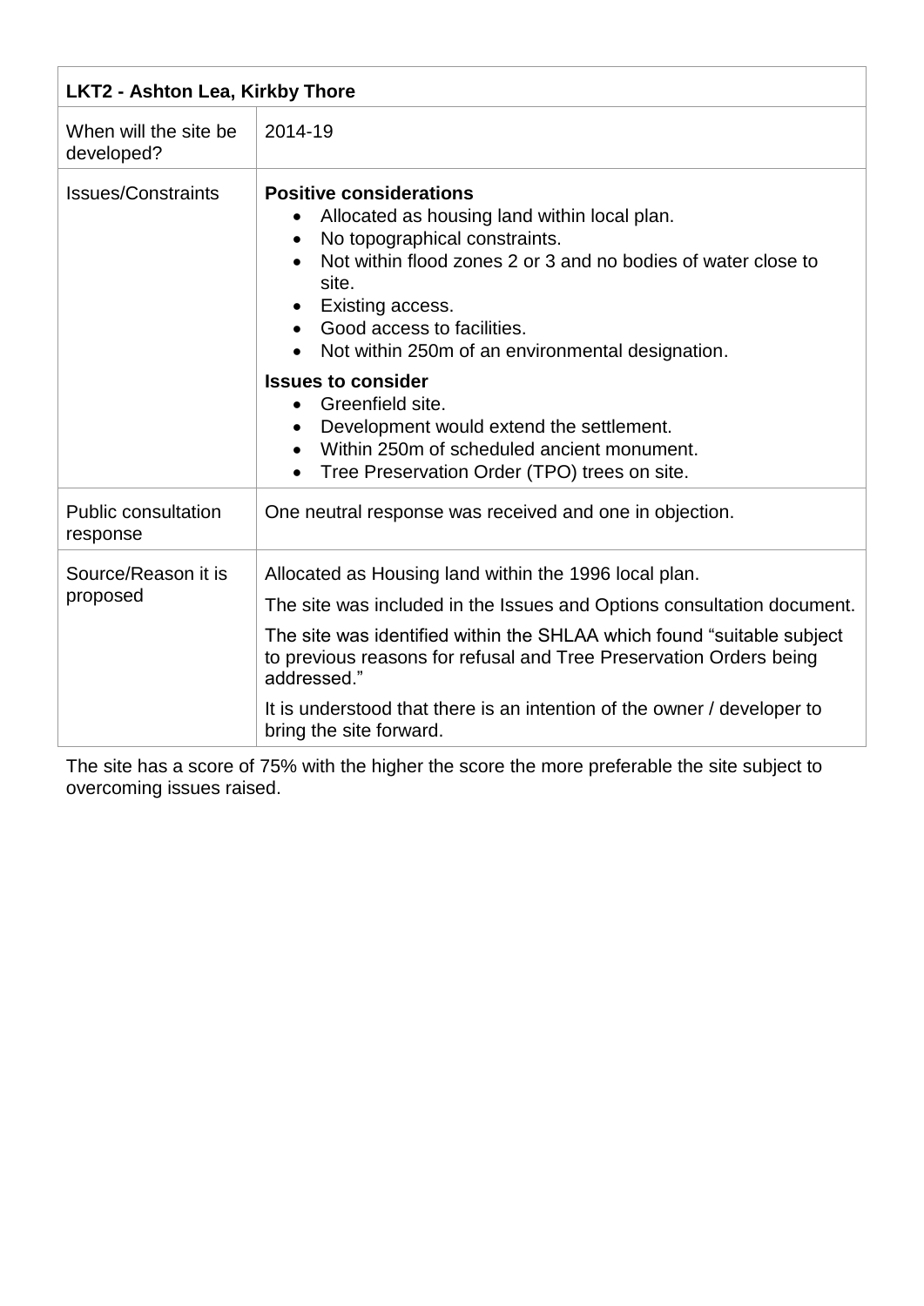| LKT2 - Ashton Lea, Kirkby Thore | |
|---|---|
| When will the site be developed? | 2014-19 |
| Issues/Constraints | **Positive considerations**<br>• Allocated as housing land within local plan.<br>• No topographical constraints.<br>• Not within flood zones 2 or 3 and no bodies of water close to site.<br>• Existing access.<br>• Good access to facilities.<br>• Not within 250m of an environmental designation.<br>**Issues to consider**<br>• Greenfield site.<br>• Development would extend the settlement.<br>• Within 250m of scheduled ancient monument.<br>• Tree Preservation Order (TPO) trees on site. |
| Public consultation response | One neutral response was received and one in objection. |
| Source/Reason it is proposed | Allocated as Housing land within the 1996 local plan.<br>The site was included in the Issues and Options consultation document.<br>The site was identified within the SHLAA which found “suitable subject to previous reasons for refusal and Tree Preservation Orders being addressed.”<br>It is understood that there is an intention of the owner / developer to bring the site forward. |

The site has a score of 75% with the higher the score the more preferable the site subject to overcoming issues raised.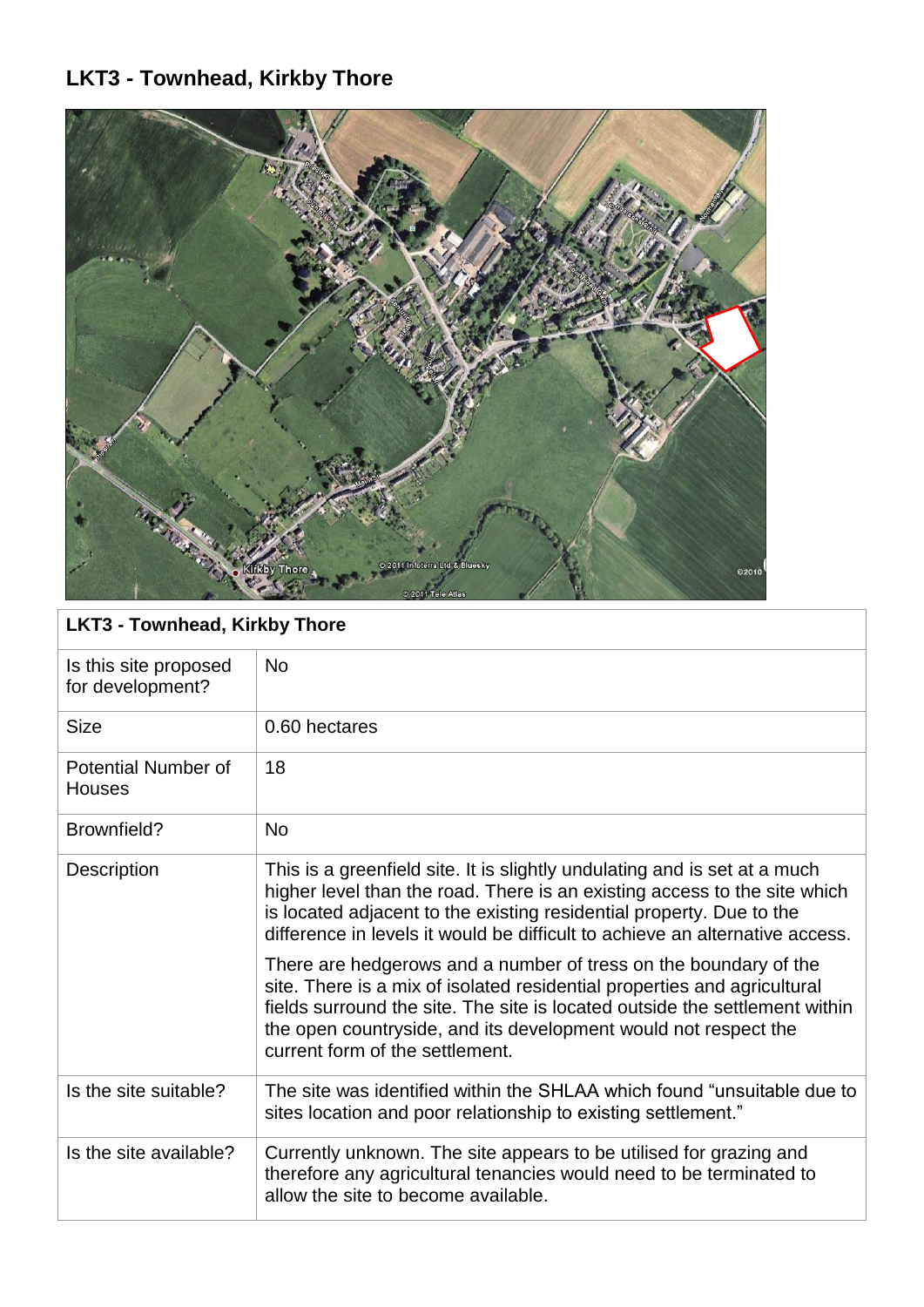## LKT3 - Townhead, Kirkby Thore

| LKT3 - Townhead, Kirkby Thore | |
|---|---|
| Is this site proposed for development? | No |
| Size | 0.60 hectares |
| Potential Number of Houses | 18 |
| Brownfield? | No |
| Description | This is a greenfield site. It is slightly undulating and is set at a much higher level than the road. There is an existing access to the site which is located adjacent to the existing residential property. Due to the difference in levels it would be difficult to achieve an alternative access.<br><br>There are hedgerows and a number of tress on the boundary of the site. There is a mix of isolated residential properties and agricultural fields surround the site. The site is located outside the settlement within the open countryside, and its development would not respect the current form of the settlement. |
| Is the site suitable? | The site was identified within the SHLAA which found "unsuitable due to sites location and poor relationship to existing settlement." |
| Is the site available? | Currently unknown. The site appears to be utilised for grazing and therefore any agricultural tenancies would need to be terminated to allow the site to become available. |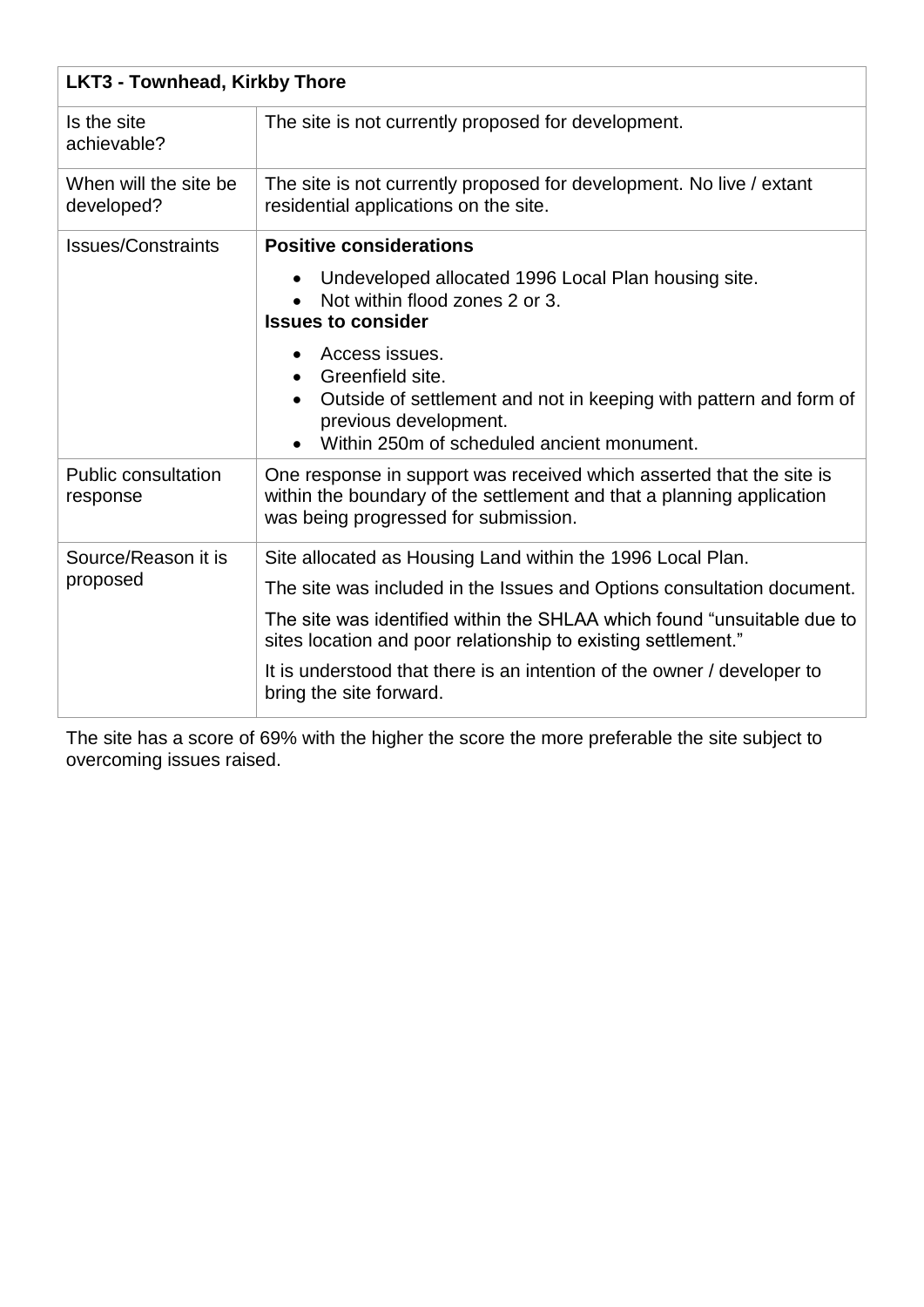| LKT3 - Townhead, Kirkby Thore | |
|---|---|
| Is the site achievable? | The site is not currently proposed for development. |
| When will the site be developed? | The site is not currently proposed for development. No live / extant residential applications on the site. |
| Issues/Constraints | **Positive considerations**<br>• Undeveloped allocated 1996 Local Plan housing site.<br>• Not within flood zones 2 or 3.<br>**Issues to consider**<br>• Access issues.<br>• Greenfield site.<br>• Outside of settlement and not in keeping with pattern and form of previous development.<br>• Within 250m of scheduled ancient monument. |
| Public consultation response | One response in support was received which asserted that the site is within the boundary of the settlement and that a planning application was being progressed for submission. |
| Source/Reason it is proposed | Site allocated as Housing Land within the 1996 Local Plan.<br>The site was included in the Issues and Options consultation document.<br>The site was identified within the SHLAA which found "unsuitable due to sites location and poor relationship to existing settlement."<br>It is understood that there is an intention of the owner / developer to bring the site forward. |

The site has a score of 69% with the higher the score the more preferable the site subject to overcoming issues raised.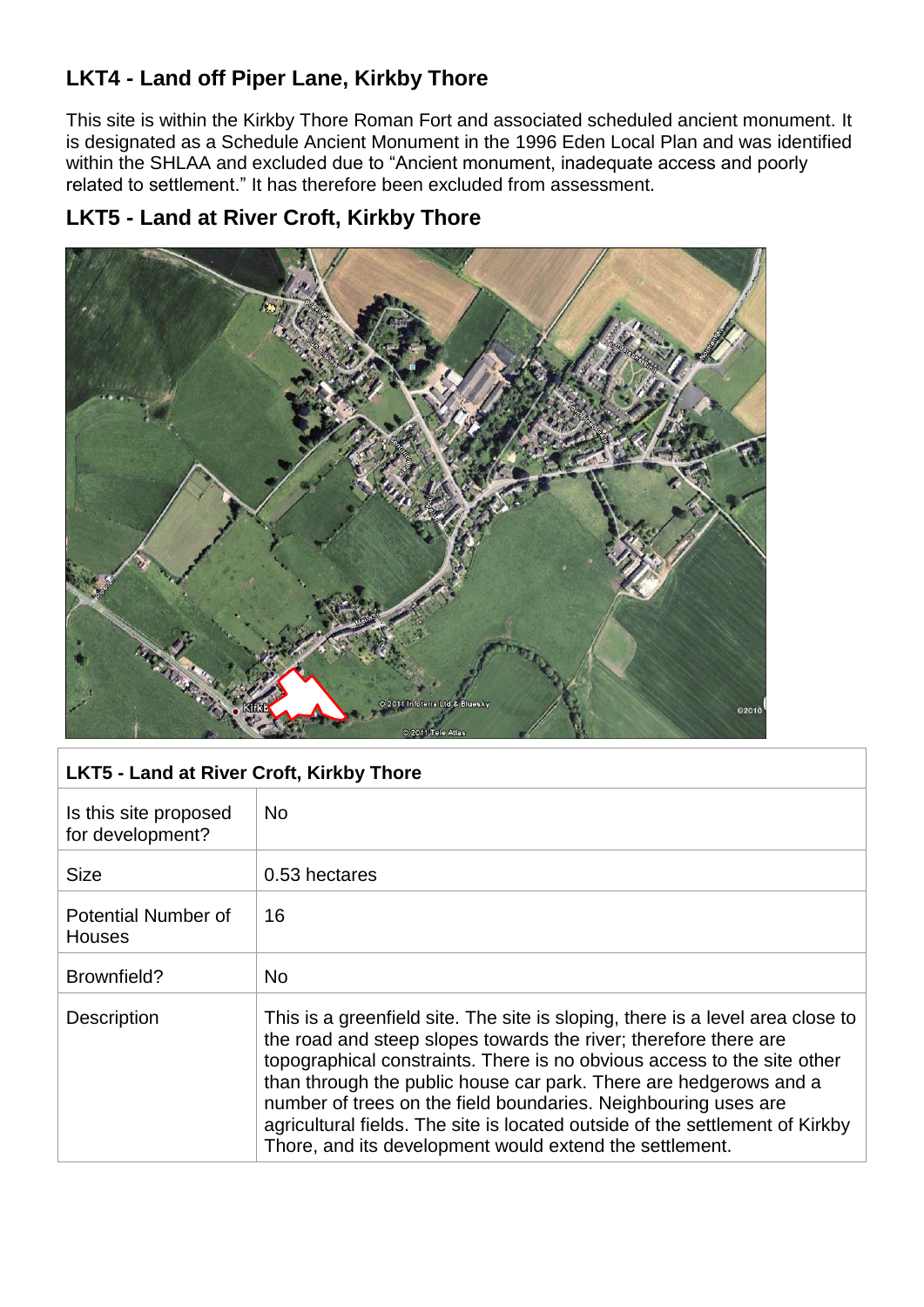## LKT4 - Land off Piper Lane, Kirkby Thore

This site is within the Kirkby Thore Roman Fort and associated scheduled ancient monument. It is designated as a Schedule Ancient Monument in the 1996 Eden Local Plan and was identified within the SHLAA and excluded due to "Ancient monument, inadequate access and poorly related to settlement." It has therefore been excluded from assessment.

## LKT5 - Land at River Croft, Kirkby Thore

| LKT5 - Land at River Croft, Kirkby Thore | |
|---|---|
| Is this site proposed for development? | No |
| Size | 0.53 hectares |
| Potential Number of Houses | 16 |
| Brownfield? | No |
| Description | This is a greenfield site. The site is sloping, there is a level area close to the road and steep slopes towards the river; therefore there are topographical constraints. There is no obvious access to the site other than through the public house car park. There are hedgerows and a number of trees on the field boundaries. Neighbouring uses are agricultural fields. The site is located outside of the settlement of Kirkby Thore, and its development would extend the settlement. |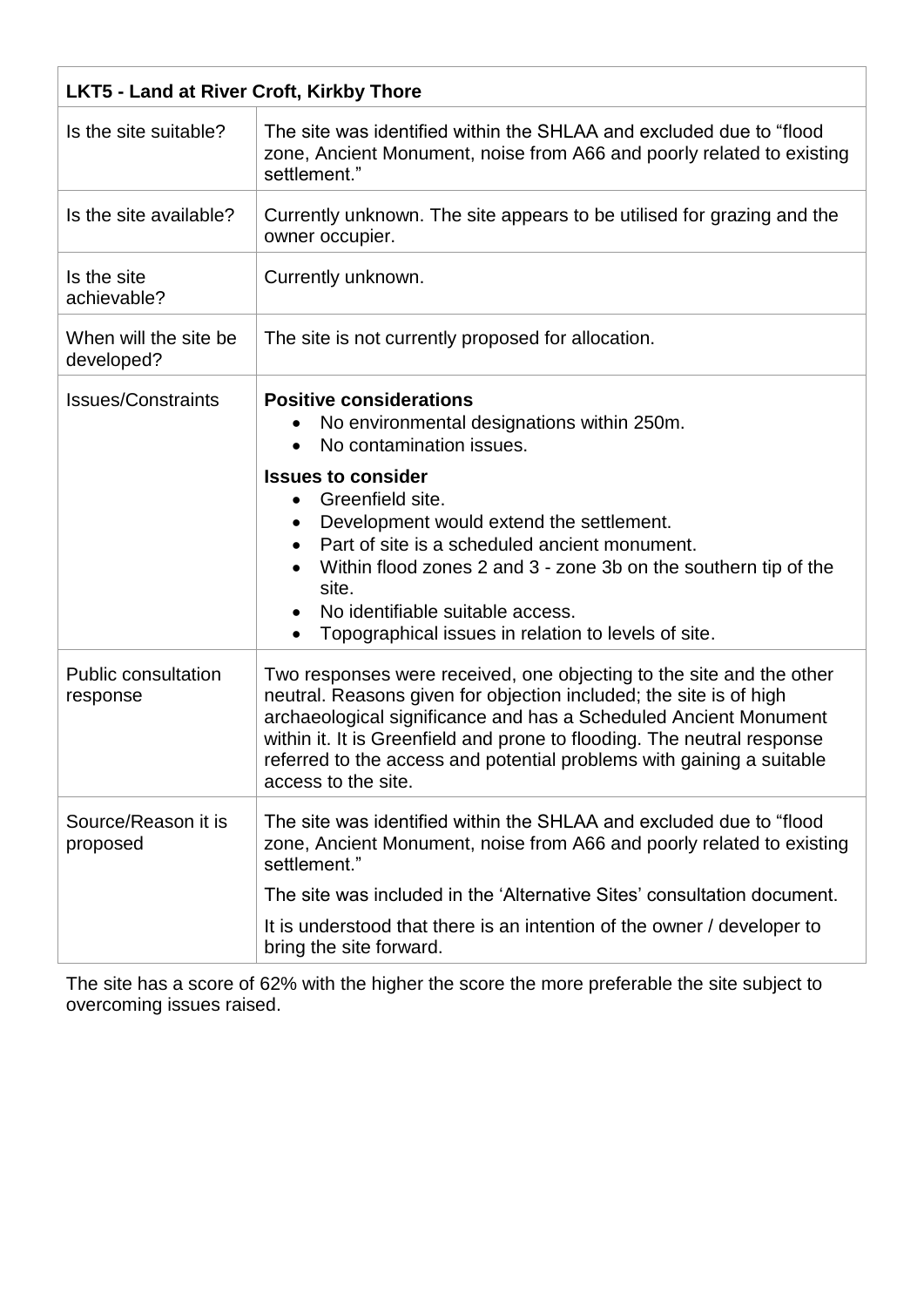| LKT5 - Land at River Croft, Kirkby Thore | |
|---|---|
| Is the site suitable? | The site was identified within the SHLAA and excluded due to "flood zone, Ancient Monument, noise from A66 and poorly related to existing settlement." |
| Is the site available? | Currently unknown. The site appears to be utilised for grazing and the owner occupier. |
| Is the site achievable? | Currently unknown. |
| When will the site be developed? | The site is not currently proposed for allocation. |
| Issues/Constraints | **Positive considerations**<br>• No environmental designations within 250m.<br>• No contamination issues.<br>**Issues to consider**<br>• Greenfield site.<br>• Development would extend the settlement.<br>• Part of site is a scheduled ancient monument.<br>• Within flood zones 2 and 3 - zone 3b on the southern tip of the site.<br>• No identifiable suitable access.<br>• Topographical issues in relation to levels of site. |
| Public consultation response | Two responses were received, one objecting to the site and the other neutral. Reasons given for objection included; the site is of high archaeological significance and has a Scheduled Ancient Monument within it. It is Greenfield and prone to flooding. The neutral response referred to the access and potential problems with gaining a suitable access to the site. |
| Source/Reason it is proposed | The site was identified within the SHLAA and excluded due to "flood zone, Ancient Monument, noise from A66 and poorly related to existing settlement."<br>The site was included in the 'Alternative Sites' consultation document.<br>It is understood that there is an intention of the owner / developer to bring the site forward. |

The site has a score of 62% with the higher the score the more preferable the site subject to overcoming issues raised.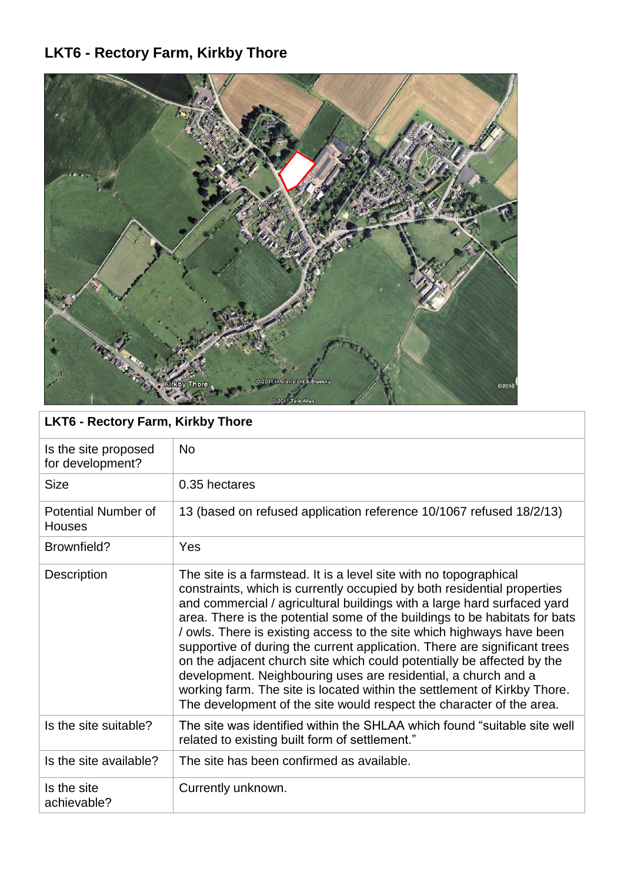# LKT6 - Rectory Farm, Kirkby Thore

| LKT6 - Rectory Farm, Kirkby Thore | |
|---|---|
| Is the site proposed for development? | No |
| Size | 0.35 hectares |
| Potential Number of Houses | 13 (based on refused application reference 10/1067 refused 18/2/13) |
| Brownfield? | Yes |
| Description | The site is a farmstead. It is a level site with no topographical constraints, which is currently occupied by both residential properties and commercial / agricultural buildings with a large hard surfaced yard area. There is the potential some of the buildings to be habitats for bats / owls. There is existing access to the site which highways have been supportive of during the current application. There are significant trees on the adjacent church site which could potentially be affected by the development. Neighbouring uses are residential, a church and a working farm. The site is located within the settlement of Kirkby Thore. The development of the site would respect the character of the area. |
| Is the site suitable? | The site was identified within the SHLAA which found "suitable site well related to existing built form of settlement." |
| Is the site available? | The site has been confirmed as available. |
| Is the site achievable? | Currently unknown. |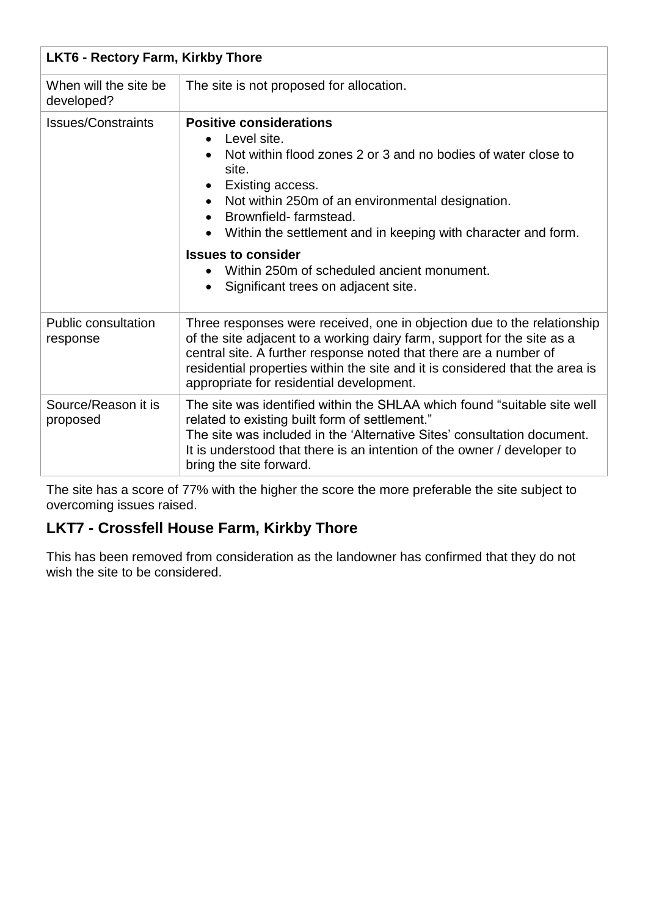| LKT6 - Rectory Farm, Kirkby Thore | |
|---|---|
| When will the site be developed? | The site is not proposed for allocation. |
| Issues/Constraints | **Positive considerations**<br>• Level site.<br>• Not within flood zones 2 or 3 and no bodies of water close to site.<br>• Existing access.<br>• Not within 250m of an environmental designation.<br>• Brownfield- farmstead.<br>• Within the settlement and in keeping with character and form.<br><br>**Issues to consider**<br>• Within 250m of scheduled ancient monument.<br>• Significant trees on adjacent site. |
| Public consultation response | Three responses were received, one in objection due to the relationship of the site adjacent to a working dairy farm, support for the site as a central site. A further response noted that there are a number of residential properties within the site and it is considered that the area is appropriate for residential development. |
| Source/Reason it is proposed | The site was identified within the SHLAA which found "suitable site well related to existing built form of settlement."<br>The site was included in the 'Alternative Sites' consultation document. It is understood that there is an intention of the owner / developer to bring the site forward. |

The site has a score of 77% with the higher the score the more preferable the site subject to overcoming issues raised.

## LKT7 - Crossfell House Farm, Kirkby Thore

This has been removed from consideration as the landowner has confirmed that they do not wish the site to be considered.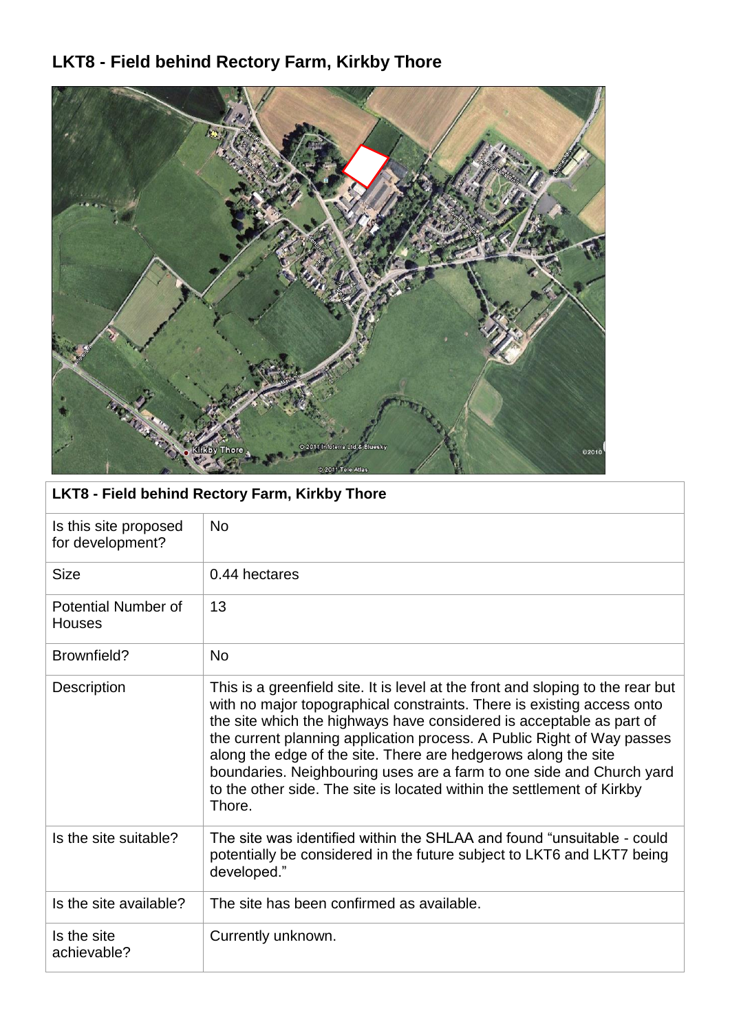## LKT8 - Field behind Rectory Farm, Kirkby Thore

| LKT8 - Field behind Rectory Farm, Kirkby Thore | |
|---|---|
| Is this site proposed for development? | No |
| Size | 0.44 hectares |
| Potential Number of Houses | 13 |
| Brownfield? | No |
| Description | This is a greenfield site. It is level at the front and sloping to the rear but with no major topographical constraints. There is existing access onto the site which the highways have considered is acceptable as part of the current planning application process. A Public Right of Way passes along the edge of the site. There are hedgerows along the site boundaries. Neighbouring uses are a farm to one side and Church yard to the other side. The site is located within the settlement of Kirkby Thore. |
| Is the site suitable? | The site was identified within the SHLAA and found "unsuitable - could potentially be considered in the future subject to LKT6 and LKT7 being developed." |
| Is the site available? | The site has been confirmed as available. |
| Is the site achievable? | Currently unknown. |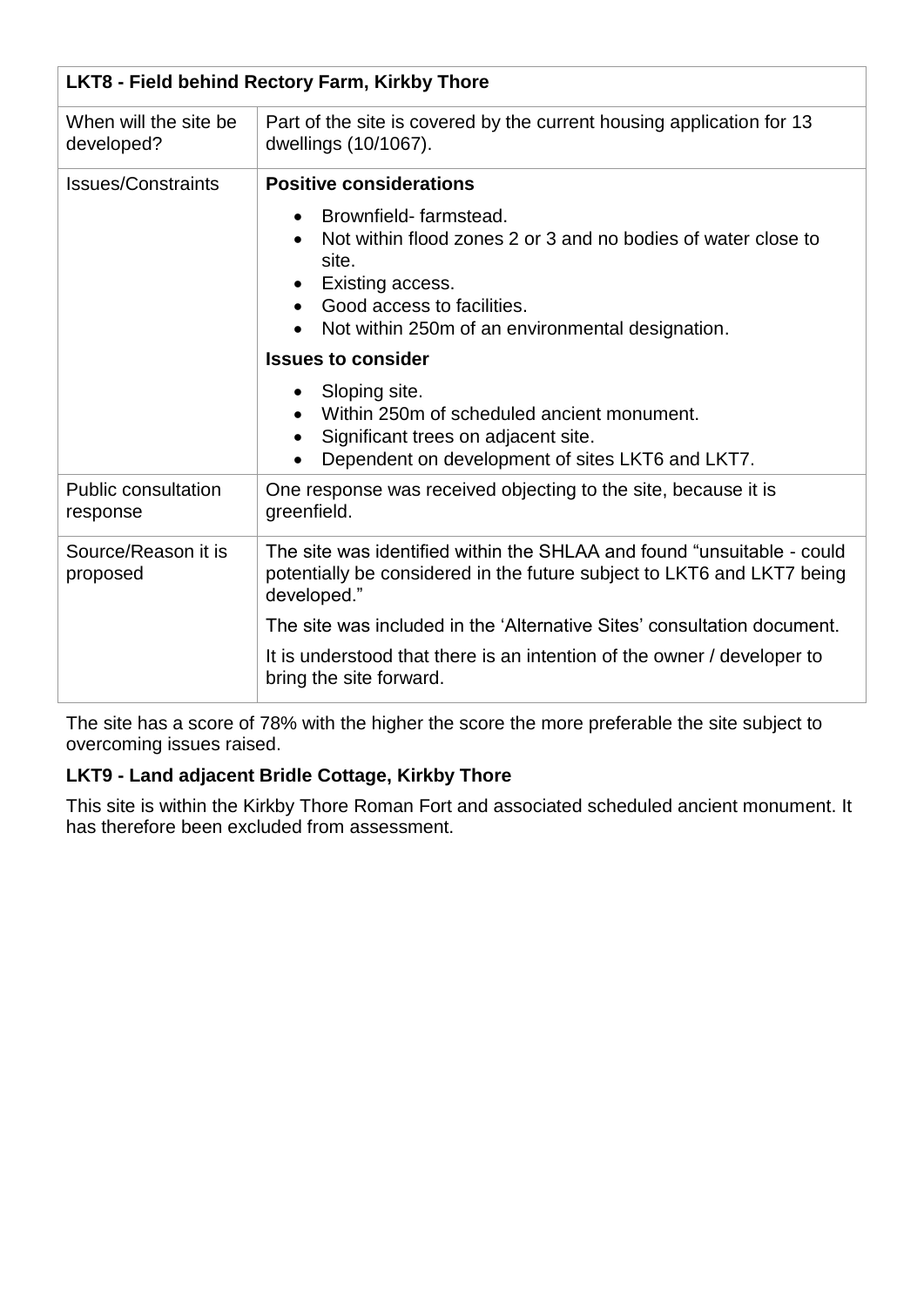| LKT8 - Field behind Rectory Farm, Kirkby Thore | |
|---|---|
| When will the site be developed? | Part of the site is covered by the current housing application for 13 dwellings (10/1067). |
| Issues/Constraints | **Positive considerations**<br>• Brownfield- farmstead.<br>• Not within flood zones 2 or 3 and no bodies of water close to site.<br>• Existing access.<br>• Good access to facilities.<br>• Not within 250m of an environmental designation.<br>**Issues to consider**<br>• Sloping site.<br>• Within 250m of scheduled ancient monument.<br>• Significant trees on adjacent site.<br>• Dependent on development of sites LKT6 and LKT7. |
| Public consultation response | One response was received objecting to the site, because it is greenfield. |
| Source/Reason it is proposed | The site was identified within the SHLAA and found "unsuitable - could potentially be considered in the future subject to LKT6 and LKT7 being developed."<br>The site was included in the 'Alternative Sites' consultation document.<br>It is understood that there is an intention of the owner / developer to bring the site forward. |

The site has a score of 78% with the higher the score the more preferable the site subject to overcoming issues raised.

**LKT9 - Land adjacent Bridle Cottage, Kirkby Thore**

This site is within the Kirkby Thore Roman Fort and associated scheduled ancient monument. It has therefore been excluded from assessment.